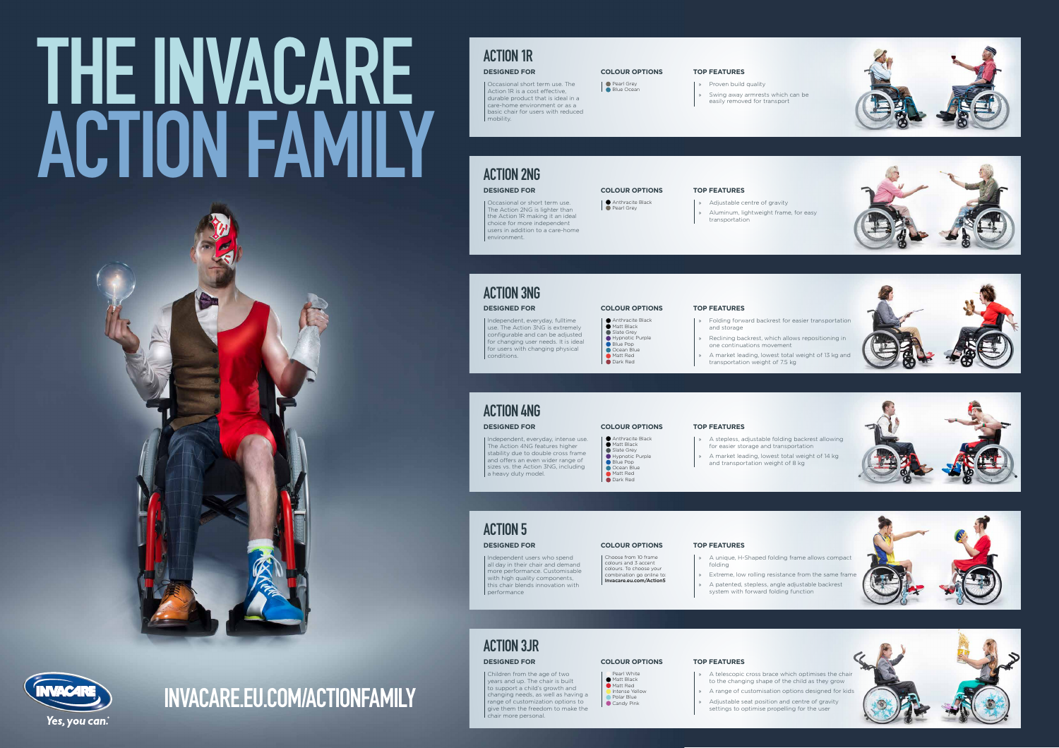# THE INVACARE ACTION FAMILY

## ACTION 1R

**DESIGNED FOR**

Occasional short term use. The Action 1R is a cost effective, durable product that is ideal in a care-home environment or as a basic chair for users with reduced mobility.

**COLOUR OPTIONS**

- Pearl Grey
- Blue Ocean

**TOP FEATURES**

- Proven build quality
- Swing away armrests which can be easily removed for transport

## ACTION 2NG

**DESIGNED FOR**

Occasional or short term use. The Action 2NG is lighter than the Action 1R making it an ideal choice for more independent users in addition to a care-home environment.

**COLOUR OPTIONS**

- Anthracite Black
- Pearl Grey

**TOP FEATURES**

- Adjustable centre of gravity
- Aluminum, lightweight frame, for easy transportation

## ACTION 3NG

**DESIGNED FOR**

Independent, everyday, fulltime use. The Action 3NG is extremely configurable and can be adjusted for changing user needs. It is ideal for users with changing physical conditions.

**COLOUR OPTIONS**

- Anthracite Black
- Matt Black
- Slate Grey
- Hypnotic Purple
- Blue Pop
- Ocean Blue
- Matt Red
- Dark Red

**TOP FEATURES**

- Folding forward backrest for easier transportation and storage
- Reclining backrest, which allows repositioning in one continuations movement
- A market leading, lowest total weight of 13 kg and transportation weight of 7.5 kg

## ACTION 4NG

**DESIGNED FOR**

Independent, everyday, intense use. The Action 4NG features higher stability due to double cross frame and offers an even wider range of sizes vs. the Action 3NG, including a heavy duty model.

**COLOUR OPTIONS**

- Anthracite Black
- Matt Black
- Slate Grey
- Hypnotic Purple
- Blue Pop
- Ocean Blue
- Matt Red
- Dark Red

**TOP FEATURES**

- A stepless, adjustable folding backrest allowing for easier storage and transportation
- A market leading, lowest total weight of 14 kg and transportation weight of 8 kg

## ACTION 5

**DESIGNED FOR**

Independent users who spend all day in their chair and demand more performance. Customisable with high quality components, this chair blends innovation with performance

**COLOUR OPTIONS**

Choose from 10 frame colours and 3 accent colours. To choose your combination go online to: **Invacare.eu.com/Action5**

**TOP FEATURES**

- A unique, H-Shaped folding frame allows compact folding
- Extreme, low rolling resistance from the same frame
- A patented, stepless, angle adjustable backrest system with forward folding function

## ACTION 3JR

**DESIGNED FOR**

Children from the age of two years and up. The chair is built to support a child's growth and changing needs, as well as having a range of customization options to give them the freedom to make the chair more personal.

**COLOUR OPTIONS**

- Pearl White
- Matt Black
- Matt Red
- Intense Yellow
- Polar Blue
- Candy Pink

**TOP FEATURES**

- A telescopic cross brace which optimises the chair to the changing shape of the child as they grow
- A range of customisation options designed for kids
- Adjustable seat position and centre of gravity settings to optimise propelling for the user

INVACARE

*Yes, you can.*

INVACARE.EU.COM/ACTIONFAMILY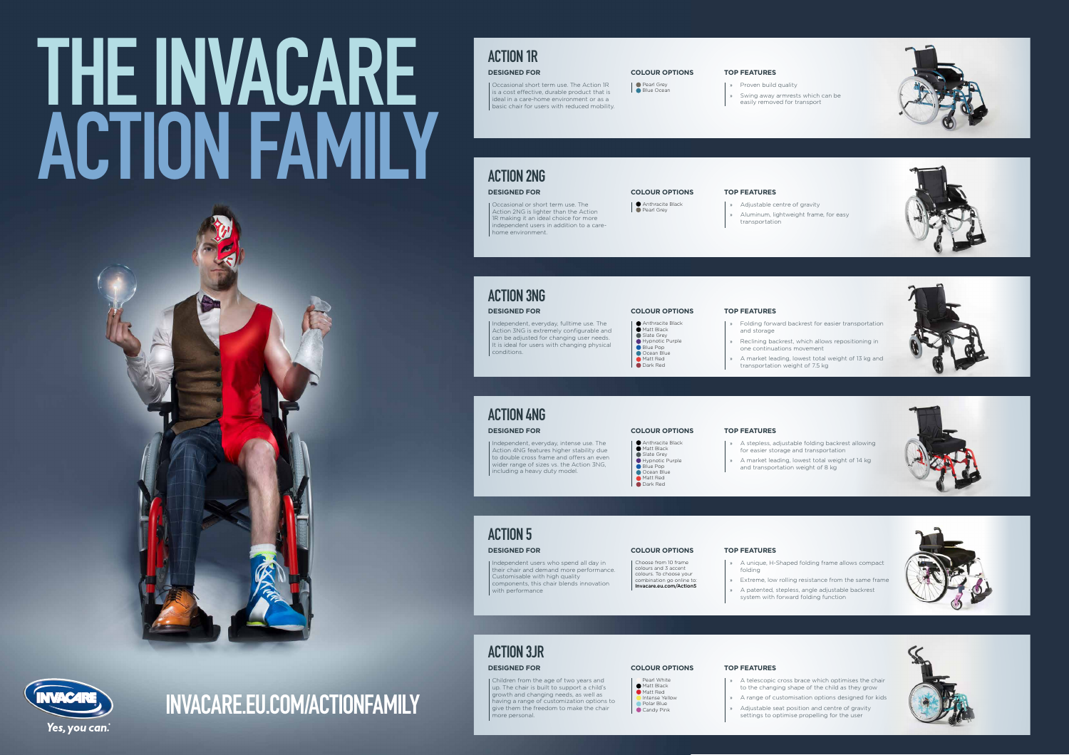# THE INVACARE ACTION FAMILY

## ACTION 1R

**DESIGNED FOR**

Occasional short term use. The Action 1R is a cost effective, durable product that is ideal in a care-home environment or as a basic chair for users with reduced mobility.

**COLOUR OPTIONS**

- Pearl Grey
- Blue Ocean

**TOP FEATURES**

- Proven build quality
- Swing away armrests which can be easily removed for transport

## ACTION 2NG

**DESIGNED FOR**

Occasional or short term use. The Action 2NG is lighter than the Action 1R making it an ideal choice for more independent users in addition to a care-home environment.

**COLOUR OPTIONS**

- Anthracite Black
- Pearl Grey

**TOP FEATURES**

- Adjustable centre of gravity
- Aluminum, lightweight frame, for easy transportation

## ACTION 3NG

**DESIGNED FOR**

Independent, everyday, fulltime use. The Action 3NG is extremely configurable and can be adjusted for changing user needs. It is ideal for users with changing physical conditions.

**COLOUR OPTIONS**

- Anthracite Black
- Matt Black
- Slate Grey
- Hypnotic Purple
- Blue Pop
- Ocean Blue
- Matt Red
- Dark Red

**TOP FEATURES**

- Folding forward backrest for easier transportation and storage
- Reclining backrest, which allows repositioning in one continuations movement
- A market leading, lowest total weight of 13 kg and transportation weight of 7.5 kg

## ACTION 4NG

**DESIGNED FOR**

Independent, everyday, intense use. The Action 4NG features higher stability due to double cross frame and offers an even wider range of sizes vs. the Action 3NG, including a heavy duty model.

**COLOUR OPTIONS**

- Anthracite Black
- Matt Black
- Slate Grey
- Hypnotic Purple
- Blue Pop
- Ocean Blue
- Matt Red
- Dark Red

**TOP FEATURES**

- A stepless, adjustable folding backrest allowing for easier storage and transportation
- A market leading, lowest total weight of 14 kg and transportation weight of 8 kg

## ACTION 5

**DESIGNED FOR**

Independent users who spend all day in their chair and demand more performance. Customisable with high quality components, this chair blends innovation with performance

**COLOUR OPTIONS**

Choose from 10 frame colours and 3 accent colours. To choose your combination go online to **Invacare.eu.com/Action5**

**TOP FEATURES**

- A unique, H-Shaped folding frame allows compact folding
- Extreme, low rolling resistance from the same frame
- A patented, stepless, angle adjustable backrest system with forward folding function

## ACTION 3JR

**DESIGNED FOR**

Children from the age of two years and up. The chair is built to support a child's growth and changing needs, as well as having a range of customization options to give them the freedom to make the chair more personal.

**COLOUR OPTIONS**

- Pearl White
- Matt Black
- Matt Red
- Intense Yellow
- Polar Blue
- Candy Pink

**TOP FEATURES**

- A telescopic cross brace which optimises the chair to the changing shape of the child as they grow
- A range of customisation options designed for kids
- Adjustable seat position and centre of gravity settings to optimise propelling for the user

INVACARE

*Yes, you can.*

INVACARE.EU.COM/ACTIONFAMILY